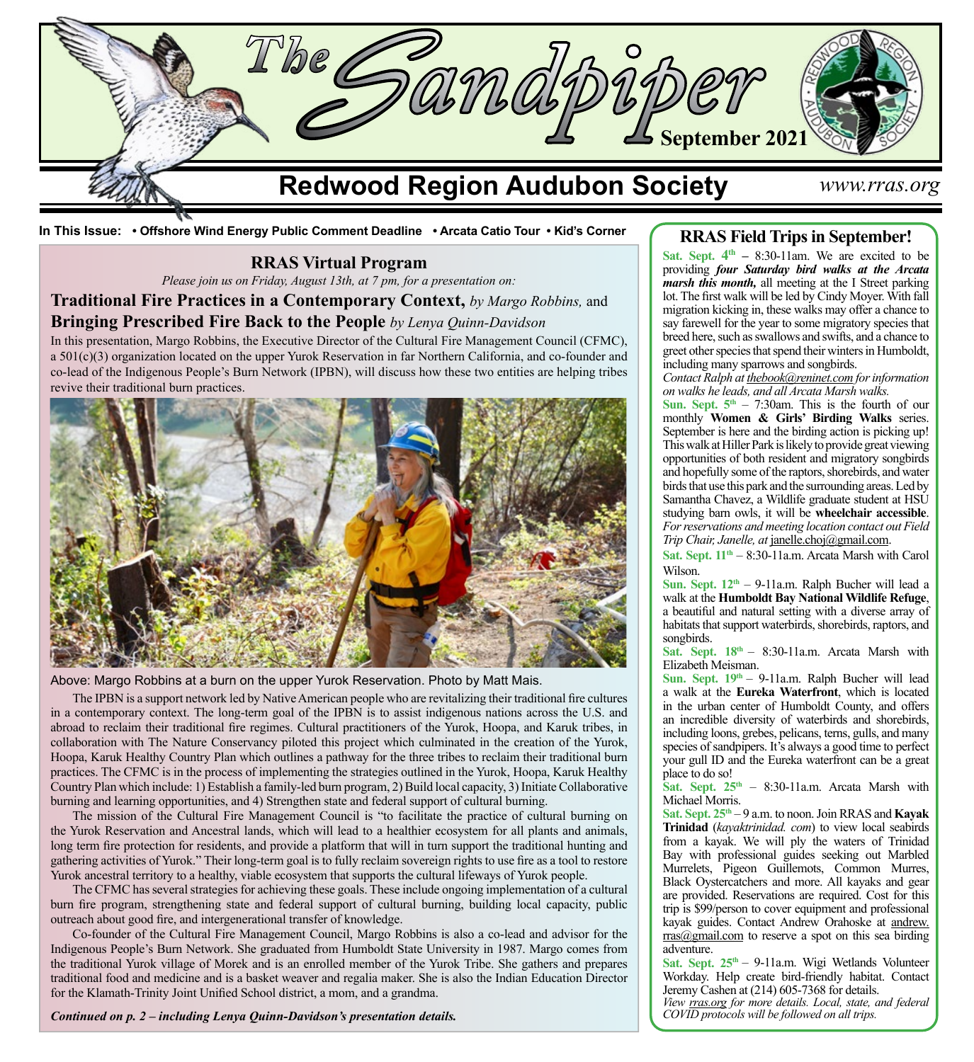# The Sandpiper

**September 2021**

## Redwood Region Audubon Society

*www.rras.org*

**In This Issue: • Offshore Wind Energy Public Comment Deadline • Arcata Catio Tour • Kid's Corner**

## RRAS Virtual Program

*Please join us on Friday, August 13th, at 7 pm, for a presentation on:*

### Traditional Fire Practices in a Contemporary Context, *by Margo Robbins,* and Bringing Prescribed Fire Back to the People *by Lenya Quinn-Davidson*

In this presentation, Margo Robbins, the Executive Director of the Cultural Fire Management Council (CFMC), a 501(c)(3) organization located on the upper Yurok Reservation in far Northern California, and co-founder and co-lead of the Indigenous People's Burn Network (IPBN), will discuss how these two entities are helping tribes revive their traditional burn practices.

Above: Margo Robbins at a burn on the upper Yurok Reservation. Photo by Matt Mais.

The IPBN is a support network led by Native American people who are revitalizing their traditional fire cultures in a contemporary context. The long-term goal of the IPBN is to assist indigenous nations across the U.S. and abroad to reclaim their traditional fire regimes. Cultural practitioners of the Yurok, Hoopa, and Karuk tribes, in collaboration with The Nature Conservancy piloted this project which culminated in the creation of the Yurok, Hoopa, Karuk Healthy Country Plan which outlines a pathway for the three tribes to reclaim their traditional burn practices. The CFMC is in the process of implementing the strategies outlined in the Yurok, Hoopa, Karuk Healthy Country Plan which include: 1) Establish a family-led burn program, 2) Build local capacity, 3) Initiate Collaborative burning and learning opportunities, and 4) Strengthen state and federal support of cultural burning.

The mission of the Cultural Fire Management Council is "to facilitate the practice of cultural burning on the Yurok Reservation and Ancestral lands, which will lead to a healthier ecosystem for all plants and animals, long term fire protection for residents, and provide a platform that will in turn support the traditional hunting and gathering activities of Yurok." Their long-term goal is to fully reclaim sovereign rights to use fire as a tool to restore Yurok ancestral territory to a healthy, viable ecosystem that supports the cultural lifeways of Yurok people.

The CFMC has several strategies for achieving these goals. These include ongoing implementation of a cultural burn fire program, strengthening state and federal support of cultural burning, building local capacity, public outreach about good fire, and intergenerational transfer of knowledge.

Co-founder of the Cultural Fire Management Council, Margo Robbins is also a co-lead and advisor for the Indigenous People's Burn Network. She graduated from Humboldt State University in 1987. Margo comes from the traditional Yurok village of Morek and is an enrolled member of the Yurok Tribe. She gathers and prepares traditional food and medicine and is a basket weaver and regalia maker. She is also the Indian Education Director for the Klamath-Trinity Joint Unified School district, a mom, and a grandma.

***Continued on p. 2 – including Lenya Quinn-Davidson's presentation details.***

## RRAS Field Trips in September!

**Sat. Sept. 4th** – 8:30-11am. We are excited to be providing ***four Saturday bird walks at the Arcata marsh this month,*** all meeting at the I Street parking lot. The first walk will be led by Cindy Moyer. With fall migration kicking in, these walks may offer a chance to say farewell for the year to some migratory species that breed here, such as swallows and swifts, and a chance to greet other species that spend their winters in Humboldt, including many sparrows and songbirds.
*Contact Ralph at thebook@reninet.com for information on walks he leads, and all Arcata Marsh walks.*

**Sun. Sept. 5th** – 7:30am. This is the fourth of our monthly **Women & Girls' Birding Walks** series. September is here and the birding action is picking up! This walk at Hiller Park is likely to provide great viewing opportunities of both resident and migratory songbirds and hopefully some of the raptors, shorebirds, and water birds that use this park and the surrounding areas. Led by Samantha Chavez, a Wildlife graduate student at HSU studying barn owls, it will be **wheelchair accessible**. *For reservations and meeting location contact out Field Trip Chair, Janelle, at* janelle.choj@gmail.com.

**Sat. Sept. 11th** – 8:30-11a.m. Arcata Marsh with Carol Wilson.

**Sun. Sept. 12th** – 9-11a.m. Ralph Bucher will lead a walk at the **Humboldt Bay National Wildlife Refuge**, a beautiful and natural setting with a diverse array of habitats that support waterbirds, shorebirds, raptors, and songbirds.

**Sat. Sept. 18th** – 8:30-11a.m. Arcata Marsh with Elizabeth Meisman.

**Sun. Sept. 19th** – 9-11a.m. Ralph Bucher will lead a walk at the **Eureka Waterfront**, which is located in the urban center of Humboldt County, and offers an incredible diversity of waterbirds and shorebirds, including loons, grebes, pelicans, terns, gulls, and many species of sandpipers. It's always a good time to perfect your gull ID and the Eureka waterfront can be a great place to do so!

**Sat. Sept. 25th** – 8:30-11a.m. Arcata Marsh with Michael Morris.

**Sat. Sept. 25th** – 9 a.m. to noon. Join RRAS and **Kayak Trinidad** (*kayaktrinidad. com*) to view local seabirds from a kayak. We will ply the waters of Trinidad Bay with professional guides seeking out Marbled Murrelets, Pigeon Guillemots, Common Murres, Black Oystercatchers and more. All kayaks and gear are provided. Reservations are required. Cost for this trip is $99/person to cover equipment and professional kayak guides. Contact Andrew Orahoske at andrew.rras@gmail.com to reserve a spot on this sea birding adventure.

**Sat. Sept. 25th** – 9-11a.m. Wigi Wetlands Volunteer Workday. Help create bird-friendly habitat. Contact Jeremy Cashen at (214) 605-7368 for details.

*View rras.org for more details. Local, state, and federal COVID protocols will be followed on all trips.*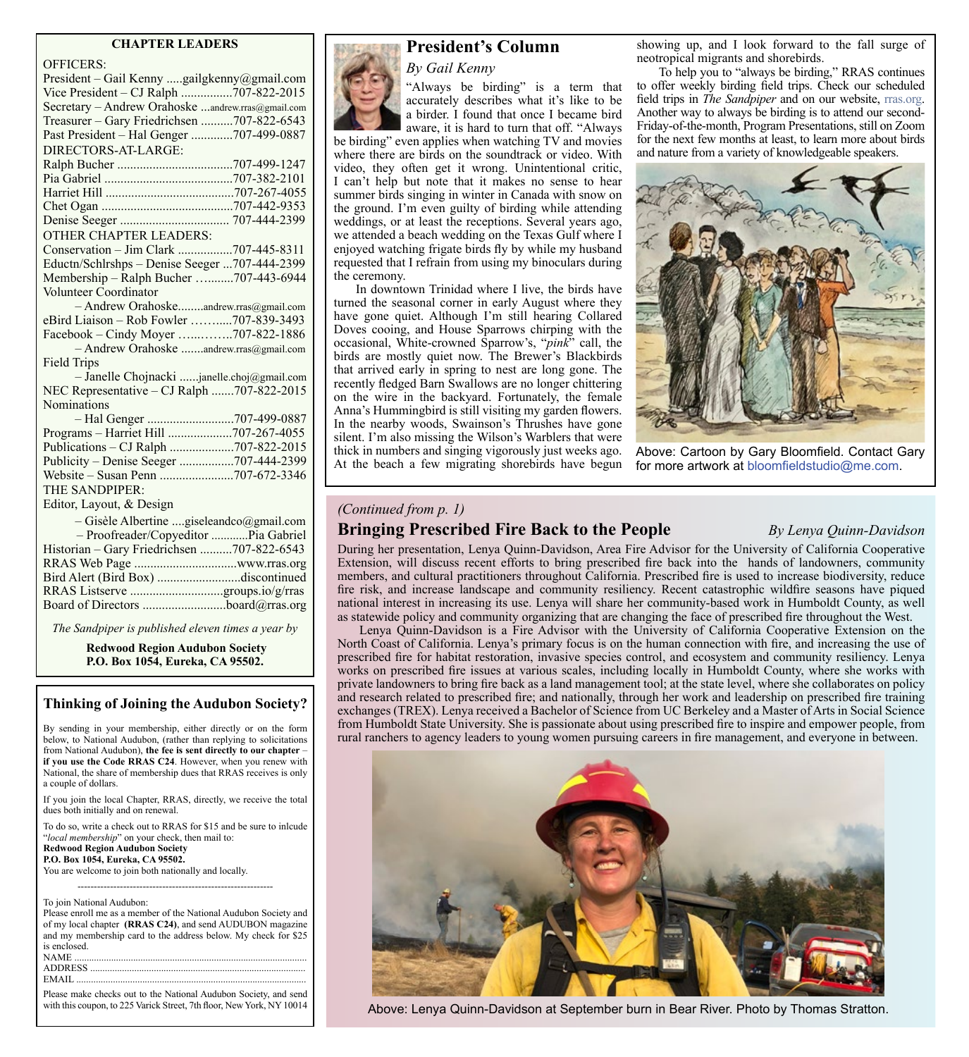## CHAPTER LEADERS

OFFICERS:

President – Gail Kenny .....gailgkenny@gmail.com
Vice President – CJ Ralph ................707-822-2015
Secretary – Andrew Orahoske ...andrew.rras@gmail.com
Treasurer – Gary Friedrichsen ..........707-822-6543
Past President – Hal Genger .............707-499-0887

DIRECTORS-AT-LARGE:

Ralph Bucher ....................................707-499-1247
Pia Gabriel ........................................707-382-2101
Harriet Hill ........................................707-267-4055
Chet Ogan .........................................707-442-9353
Denise Seeger .................................. 707-444-2399

OTHER CHAPTER LEADERS:

Conservation – Jim Clark .................707-445-8311
Eductn/Schlrshps – Denise Seeger ...707-444-2399
Membership – Ralph Bucher …........707-443-6944
Volunteer Coordinator
– Andrew Orahoske........andrew.rras@gmail.com
eBird Liaison – Rob Fowler ……......707-839-3493
Facebook – Cindy Moyer …...…….707-822-1886
– Andrew Orahoske .......andrew.rras@gmail.com
Field Trips
– Janelle Chojnacki ......janelle.choj@gmail.com
NEC Representative – CJ Ralph .......707-822-2015
Nominations
– Hal Genger ...........................707-499-0887
Programs – Harriet Hill ....................707-267-4055
Publications – CJ Ralph ....................707-822-2015
Publicity – Denise Seeger .................707-444-2399
Website – Susan Penn .......................707-672-3346

THE SANDPIPER:

Editor, Layout, & Design
– Gisèle Albertine ....giseleandco@gmail.com
– Proofreader/Copyeditor ............Pia Gabriel
Historian – Gary Friedrichsen ..........707-822-6543
RRAS Web Page ................................www.rras.org
Bird Alert (Bird Box) ..........................discontinued
RRAS Listserve .............................groups.io/g/rras
Board of Directors ..........................board@rras.org

*The Sandpiper is published eleven times a year by*

**Redwood Region Audubon Society**
**P.O. Box 1054, Eureka, CA 95502.**

## Thinking of Joining the Audubon Society?

By sending in your membership, either directly or on the form below, to National Audubon, (rather than replying to solicitations from National Audubon), **the fee is sent directly to our chapter** – **if you use the Code RRAS C24**. However, when you renew with National, the share of membership dues that RRAS receives is only a couple of dollars.

If you join the local Chapter, RRAS, directly, we receive the total dues both initially and on renewal.

To do so, write a check out to RRAS for $15 and be sure to inlcude "*local membership*" on your check, then mail to:
**Redwood Region Audubon Society**
**P.O. Box 1054, Eureka, CA 95502.**
You are welcome to join both nationally and locally.

---

To join National Audubon:
Please enroll me as a member of the National Audubon Society and of my local chapter **(RRAS C24)**, and send AUDUBON magazine and my membership card to the address below. My check for $25 is enclosed.
NAME ..........................................................................................
ADDRESS ....................................................................................
EMAIL .........................................................................................

Please make checks out to the National Audubon Society, and send with this coupon, to 225 Varick Street, 7th floor, New York, NY 10014

## President's Column

*By Gail Kenny*

"Always be birding" is a term that accurately describes what it's like to be a birder. I found that once I became bird aware, it is hard to turn that off. "Always be birding" even applies when watching TV and movies where there are birds on the soundtrack or video. With video, they often get it wrong. Unintentional critic, I can't help but note that it makes no sense to hear summer birds singing in winter in Canada with snow on the ground. I'm even guilty of birding while attending weddings, or at least the receptions. Several years ago, we attended a beach wedding on the Texas Gulf where I enjoyed watching frigate birds fly by while my husband requested that I refrain from using my binoculars during the ceremony.

In downtown Trinidad where I live, the birds have turned the seasonal corner in early August where they have gone quiet. Although I'm still hearing Collared Doves cooing, and House Sparrows chirping with the occasional, White-crowned Sparrow's, "*pink*" call, the birds are mostly quiet now. The Brewer's Blackbirds that arrived early in spring to nest are long gone. The recently fledged Barn Swallows are no longer chittering on the wire in the backyard. Fortunately, the female Anna's Hummingbird is still visiting my garden flowers. In the nearby woods, Swainson's Thrushes have gone silent. I'm also missing the Wilson's Warblers that were thick in numbers and singing vigorously just weeks ago. At the beach a few migrating shorebirds have begun showing up, and I look forward to the fall surge of neotropical migrants and shorebirds.

To help you to "always be birding," RRAS continues to offer weekly birding field trips. Check our scheduled field trips in *The Sandpiper* and on our website, rras.org. Another way to always be birding is to attend our second-Friday-of-the-month, Program Presentations, still on Zoom for the next few months at least, to learn more about birds and nature from a variety of knowledgeable speakers.

Above: Cartoon by Gary Bloomfield. Contact Gary for more artwork at bloomfieldstudio@me.com.

*(Continued from p. 1)*

## Bringing Prescribed Fire Back to the People

*By Lenya Quinn-Davidson*

During her presentation, Lenya Quinn-Davidson, Area Fire Advisor for the University of California Cooperative Extension, will discuss recent efforts to bring prescribed fire back into the hands of landowners, community members, and cultural practitioners throughout California. Prescribed fire is used to increase biodiversity, reduce fire risk, and increase landscape and community resiliency. Recent catastrophic wildfire seasons have piqued national interest in increasing its use. Lenya will share her community-based work in Humboldt County, as well as statewide policy and community organizing that are changing the face of prescribed fire throughout the West.

Lenya Quinn-Davidson is a Fire Advisor with the University of California Cooperative Extension on the North Coast of California. Lenya's primary focus is on the human connection with fire, and increasing the use of prescribed fire for habitat restoration, invasive species control, and ecosystem and community resiliency. Lenya works on prescribed fire issues at various scales, including locally in Humboldt County, where she works with private landowners to bring fire back as a land management tool; at the state level, where she collaborates on policy and research related to prescribed fire; and nationally, through her work and leadership on prescribed fire training exchanges (TREX). Lenya received a Bachelor of Science from UC Berkeley and a Master of Arts in Social Science from Humboldt State University. She is passionate about using prescribed fire to inspire and empower people, from rural ranchers to agency leaders to young women pursuing careers in fire management, and everyone in between.

Above: Lenya Quinn-Davidson at September burn in Bear River. Photo by Thomas Stratton.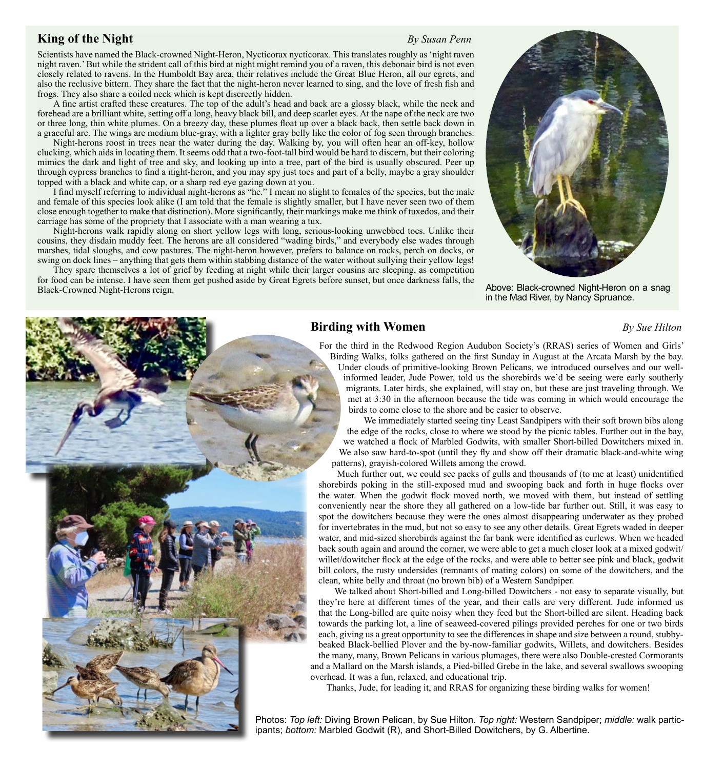## King of the Night

*By Susan Penn*

Scientists have named the Black-crowned Night-Heron, Nycticorax nycticorax. This translates roughly as 'night raven night raven.' But while the strident call of this bird at night might remind you of a raven, this debonair bird is not even closely related to ravens. In the Humboldt Bay area, their relatives include the Great Blue Heron, all our egrets, and also the reclusive bittern. They share the fact that the night-heron never learned to sing, and the love of fresh fish and frogs. They also share a coiled neck which is kept discreetly hidden.

A fine artist crafted these creatures. The top of the adult's head and back are a glossy black, while the neck and forehead are a brilliant white, setting off a long, heavy black bill, and deep scarlet eyes. At the nape of the neck are two or three long, thin white plumes. On a breezy day, these plumes float up over a black back, then settle back down in a graceful arc. The wings are medium blue-gray, with a lighter gray belly like the color of fog seen through branches.

Night-herons roost in trees near the water during the day. Walking by, you will often hear an off-key, hollow clucking, which aids in locating them. It seems odd that a two-foot-tall bird would be hard to discern, but their coloring mimics the dark and light of tree and sky, and looking up into a tree, part of the bird is usually obscured. Peer up through cypress branches to find a night-heron, and you may spy just toes and part of a belly, maybe a gray shoulder topped with a black and white cap, or a sharp red eye gazing down at you.

I find myself referring to individual night-herons as "he." I mean no slight to females of the species, but the male and female of this species look alike (I am told that the female is slightly smaller, but I have never seen two of them close enough together to make that distinction). More significantly, their markings make me think of tuxedos, and their carriage has some of the propriety that I associate with a man wearing a tux.

Night-herons walk rapidly along on short yellow legs with long, serious-looking unwebbed toes. Unlike their cousins, they disdain muddy feet. The herons are all considered "wading birds," and everybody else wades through marshes, tidal sloughs, and cow pastures. The night-heron however, prefers to balance on rocks, perch on docks, or swing on dock lines – anything that gets them within stabbing distance of the water without sullying their yellow legs!

They spare themselves a lot of grief by feeding at night while their larger cousins are sleeping, as competition for food can be intense. I have seen them get pushed aside by Great Egrets before sunset, but once darkness falls, the Black-Crowned Night-Herons reign.

Above: Black-crowned Night-Heron on a snag in the Mad River, by Nancy Spruance.

## Birding with Women

*By Sue Hilton*

For the third in the Redwood Region Audubon Society's (RRAS) series of Women and Girls' Birding Walks, folks gathered on the first Sunday in August at the Arcata Marsh by the bay. Under clouds of primitive-looking Brown Pelicans, we introduced ourselves and our well-informed leader, Jude Power, told us the shorebirds we'd be seeing were early southerly migrants. Later birds, she explained, will stay on, but these are just traveling through. We met at 3:30 in the afternoon because the tide was coming in which would encourage the birds to come close to the shore and be easier to observe.

We immediately started seeing tiny Least Sandpipers with their soft brown bibs along the edge of the rocks, close to where we stood by the picnic tables. Further out in the bay, we watched a flock of Marbled Godwits, with smaller Short-billed Dowitchers mixed in. We also saw hard-to-spot (until they fly and show off their dramatic black-and-white wing patterns), grayish-colored Willets among the crowd.

Much further out, we could see packs of gulls and thousands of (to me at least) unidentified shorebirds poking in the still-exposed mud and swooping back and forth in huge flocks over the water. When the godwit flock moved north, we moved with them, but instead of settling conveniently near the shore they all gathered on a low-tide bar further out. Still, it was easy to spot the dowitchers because they were the ones almost disappearing underwater as they probed for invertebrates in the mud, but not so easy to see any other details. Great Egrets waded in deeper water, and mid-sized shorebirds against the far bank were identified as curlews. When we headed back south again and around the corner, we were able to get a much closer look at a mixed godwit/willet/dowitcher flock at the edge of the rocks, and were able to better see pink and black, godwit bill colors, the rusty undersides (remnants of mating colors) on some of the dowitchers, and the clean, white belly and throat (no brown bib) of a Western Sandpiper.

We talked about Short-billed and Long-billed Dowitchers - not easy to separate visually, but they're here at different times of the year, and their calls are very different. Jude informed us that the Long-billed are quite noisy when they feed but the Short-billed are silent. Heading back towards the parking lot, a line of seaweed-covered pilings provided perches for one or two birds each, giving us a great opportunity to see the differences in shape and size between a round, stubby-beaked Black-bellied Plover and the by-now-familiar godwits, Willets, and dowitchers. Besides the many, many, Brown Pelicans in various plumages, there were also Double-crested Cormorants and a Mallard on the Marsh islands, a Pied-billed Grebe in the lake, and several swallows swooping overhead. It was a fun, relaxed, and educational trip.

Thanks, Jude, for leading it, and RRAS for organizing these birding walks for women!

Photos: *Top left:* Diving Brown Pelican, by Sue Hilton. *Top right:* Western Sandpiper; *middle:* walk participants; *bottom:* Marbled Godwit (R), and Short-Billed Dowitchers, by G. Albertine.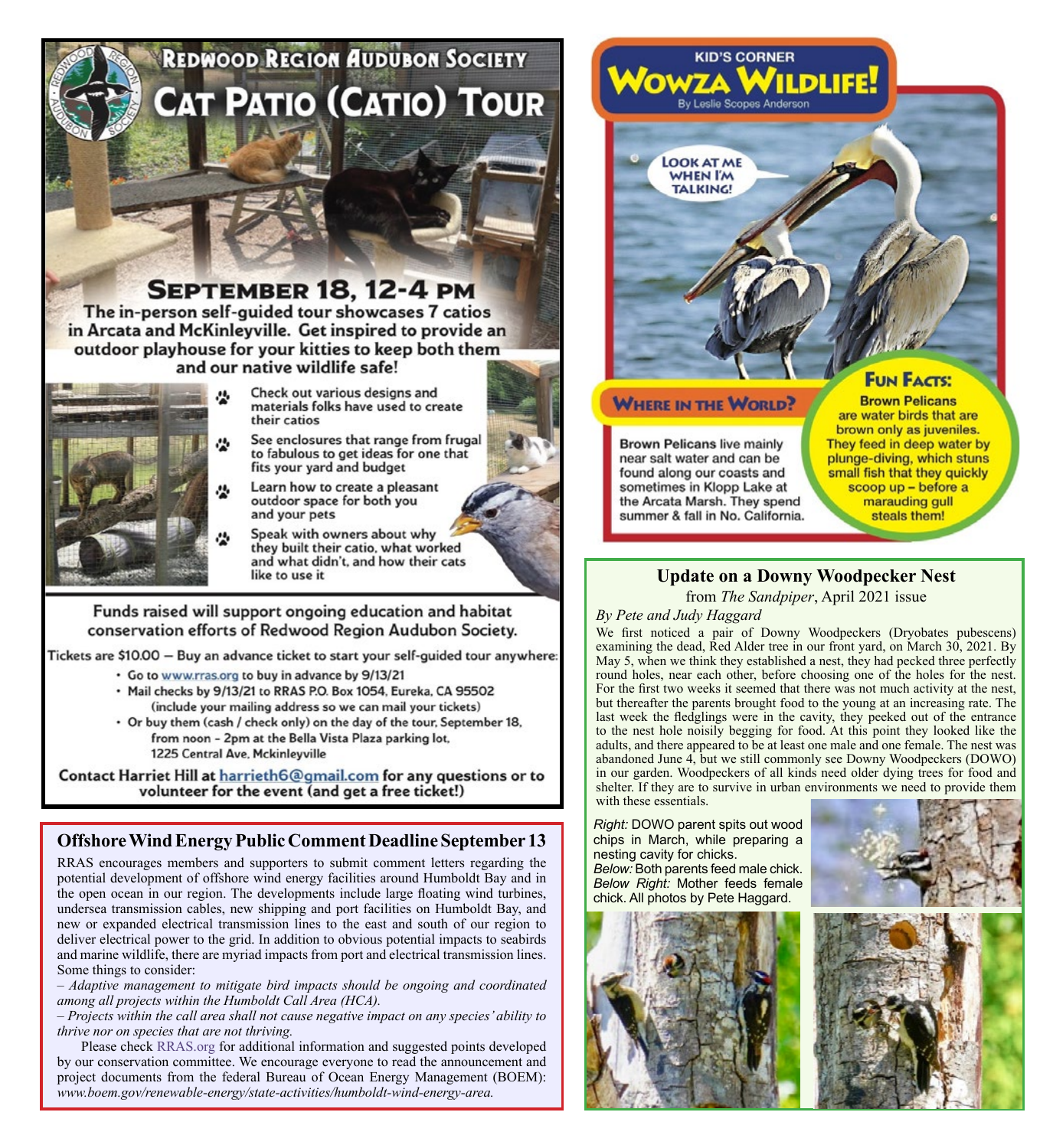# Redwood Region Audubon Society

## Cat Patio (Catio) Tour

### September 18, 12-4 pm

**The in-person self-guided tour showcases 7 catios in Arcata and McKinleyville. Get inspired to provide an outdoor playhouse for your kitties to keep both them and our native wildlife safe!**

- Check out various designs and materials folks have used to create their catios
- See enclosures that range from frugal to fabulous to get ideas for one that fits your yard and budget
- Learn how to create a pleasant outdoor space for both you and your pets
- Speak with owners about why they built their catio, what worked and what didn't, and how their cats like to use it

Funds raised will support ongoing education and habitat conservation efforts of Redwood Region Audubon Society.

Tickets are $10.00 – Buy an advance ticket to start your self-guided tour anywhere:

- Go to www.rras.org to buy in advance by 9/13/21
- Mail checks by 9/13/21 to RRAS P.O. Box 1054, Eureka, CA 95502 (include your mailing address so we can mail your tickets)
- Or buy them (cash / check only) on the day of the tour, September 18, from noon - 2pm at the Bella Vista Plaza parking lot, 1225 Central Ave, Mckinleyville

**Contact Harriet Hill at harrieth6@gmail.com for any questions or to volunteer for the event (and get a free ticket!)**

## Offshore Wind Energy Public Comment Deadline September 13

RRAS encourages members and supporters to submit comment letters regarding the potential development of offshore wind energy facilities around Humboldt Bay and in the open ocean in our region. The developments include large floating wind turbines, undersea transmission cables, new shipping and port facilities on Humboldt Bay, and new or expanded electrical transmission lines to the east and south of our region to deliver electrical power to the grid. In addition to obvious potential impacts to seabirds and marine wildlife, there are myriad impacts from port and electrical transmission lines. Some things to consider:

– *Adaptive management to mitigate bird impacts should be ongoing and coordinated among all projects within the Humboldt Call Area (HCA).*

– *Projects within the call area shall not cause negative impact on any species' ability to thrive nor on species that are not thriving.*

Please check RRAS.org for additional information and suggested points developed by our conservation committee. We encourage everyone to read the announcement and project documents from the federal Bureau of Ocean Energy Management (BOEM): *www.boem.gov/renewable-energy/state-activities/humboldt-wind-energy-area.*

## Kid's Corner: Wowza Wildlife!

By Leslie Scopes Anderson

LOOK AT ME WHEN I'M TALKING!

### Where in the World?

Brown Pelicans live mainly near salt water and can be found along our coasts and sometimes in Klopp Lake at the Arcata Marsh. They spend summer & fall in No. California.

### Fun Facts:

**Brown Pelicans** are water birds that are brown only as juveniles. They feed in deep water by plunge-diving, which stuns small fish that they quickly scoop up – before a marauding gull steals them!

## Update on a Downy Woodpecker Nest

from *The Sandpiper*, April 2021 issue

*By Pete and Judy Haggard*

We first noticed a pair of Downy Woodpeckers (Dryobates pubescens) examining the dead, Red Alder tree in our front yard, on March 30, 2021. By May 5, when we think they established a nest, they had pecked three perfectly round holes, near each other, before choosing one of the holes for the nest. For the first two weeks it seemed that there was not much activity at the nest, but thereafter the parents brought food to the young at an increasing rate. The last week the fledglings were in the cavity, they peeked out of the entrance to the nest hole noisily begging for food. At this point they looked like the adults, and there appeared to be at least one male and one female. The nest was abandoned June 4, but we still commonly see Downy Woodpeckers (DOWO) in our garden. Woodpeckers of all kinds need older dying trees for food and shelter. If they are to survive in urban environments we need to provide them with these essentials.

*Right:* DOWO parent spits out wood chips in March, while preparing a nesting cavity for chicks. *Below:* Both parents feed male chick. *Below Right:* Mother feeds female chick. All photos by Pete Haggard.